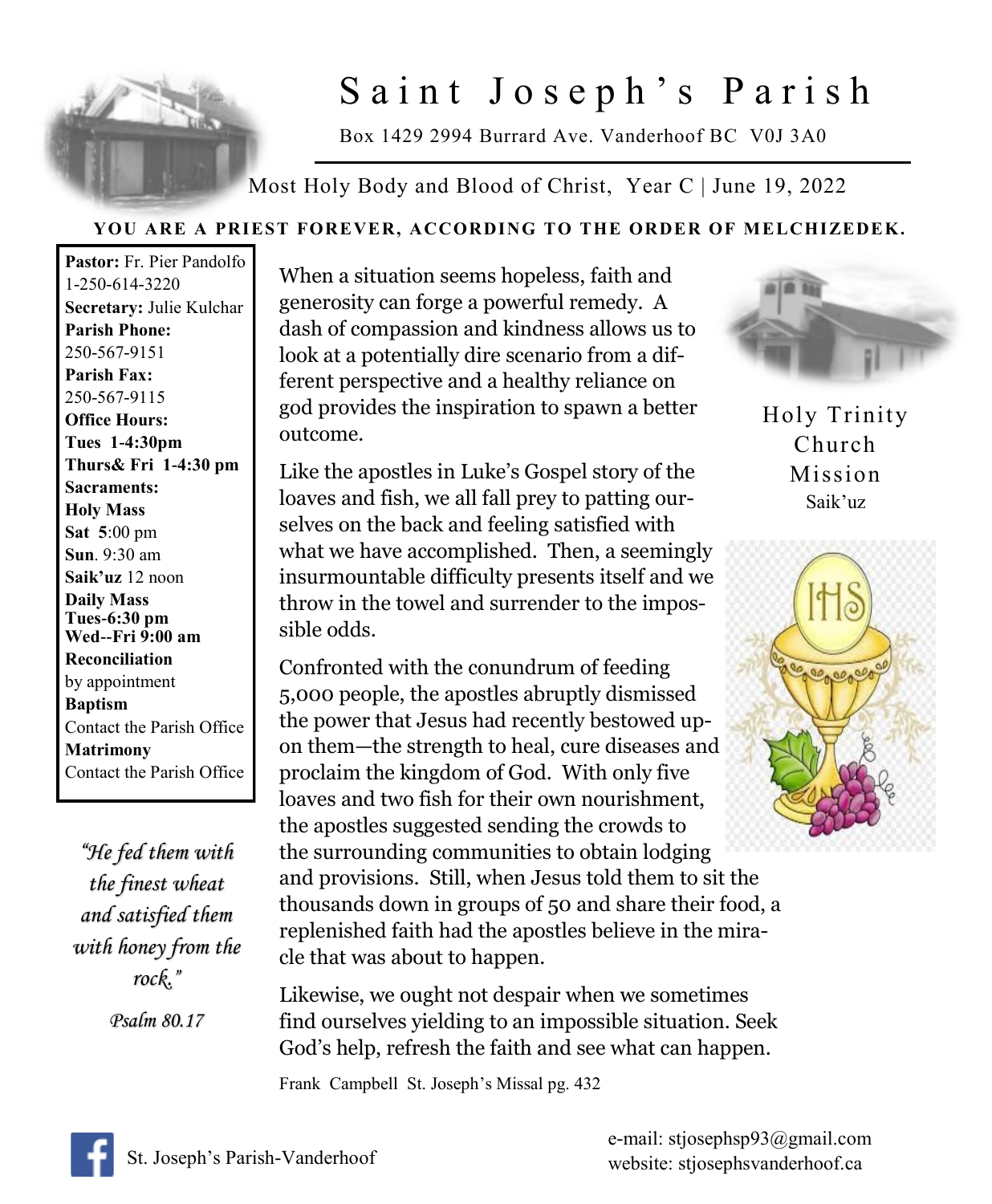# Saint Joseph's Parish

Box 1429 2994 Burrard Ave. Vanderhoof BC V0J 3A0

Most Holy Body and Blood of Christ, Year C | June 19, 2022

**YOU ARE A PRIEST FOREVER, ACCORDING TO THE ORDER OF MELCHIZEDEK.**

**Pastor:** Fr. Pier Pandolfo
1-250-614-3220
**Secretary:** Julie Kulchar
**Parish Phone:**
250-567-9151
**Parish Fax:**
250-567-9115
**Office Hours:**
**Tues 1-4:30pm**
**Thurs& Fri 1-4:30 pm**
**Sacraments:**
**Holy Mass**
**Sat 5**:00 pm
**Sun**. 9:30 am
**Saik'uz** 12 noon
**Daily Mass**
**Tues-6:30 pm**
**Wed--Fri 9:00 am**
**Reconciliation**
by appointment
**Baptism**
Contact the Parish Office
**Matrimony**
Contact the Parish Office

*"He fed them with the finest wheat and satisfied them with honey from the rock."*

*Psalm 80.17*

When a situation seems hopeless, faith and generosity can forge a powerful remedy. A dash of compassion and kindness allows us to look at a potentially dire scenario from a different perspective and a healthy reliance on god provides the inspiration to spawn a better outcome.

Like the apostles in Luke's Gospel story of the loaves and fish, we all fall prey to patting ourselves on the back and feeling satisfied with what we have accomplished. Then, a seemingly insurmountable difficulty presents itself and we throw in the towel and surrender to the impossible odds.

Confronted with the conundrum of feeding 5,000 people, the apostles abruptly dismissed the power that Jesus had recently bestowed upon them—the strength to heal, cure diseases and proclaim the kingdom of God. With only five loaves and two fish for their own nourishment, the apostles suggested sending the crowds to the surrounding communities to obtain lodging and provisions. Still, when Jesus told them to sit the thousands down in groups of 50 and share their food, a replenished faith had the apostles believe in the miracle that was about to happen.

Likewise, we ought not despair when we sometimes find ourselves yielding to an impossible situation. Seek God's help, refresh the faith and see what can happen.

Frank Campbell St. Joseph's Missal pg. 432

Holy Trinity Church Mission
Saik'uz

St. Joseph's Parish-Vanderhoof

e-mail: stjosephsp93@gmail.com
website: stjosephsvanderhoof.ca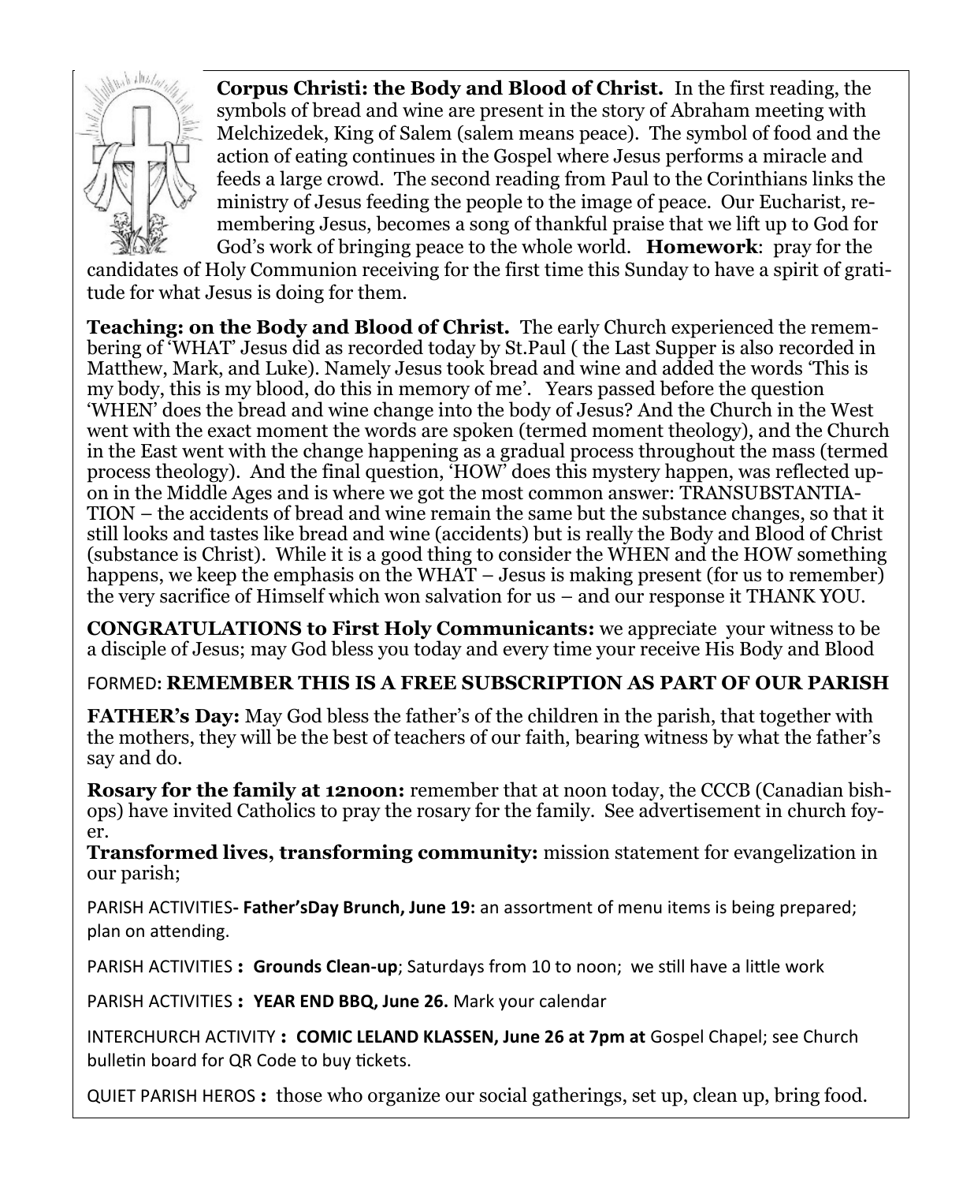**Corpus Christi: the Body and Blood of Christ.** In the first reading, the symbols of bread and wine are present in the story of Abraham meeting with Melchizedek, King of Salem (salem means peace). The symbol of food and the action of eating continues in the Gospel where Jesus performs a miracle and feeds a large crowd. The second reading from Paul to the Corinthians links the ministry of Jesus feeding the people to the image of peace. Our Eucharist, remembering Jesus, becomes a song of thankful praise that we lift up to God for God's work of bringing peace to the whole world. **Homework**: pray for the candidates of Holy Communion receiving for the first time this Sunday to have a spirit of gratitude for what Jesus is doing for them.

**Teaching: on the Body and Blood of Christ.** The early Church experienced the remembering of 'WHAT' Jesus did as recorded today by St.Paul ( the Last Supper is also recorded in Matthew, Mark, and Luke). Namely Jesus took bread and wine and added the words 'This is my body, this is my blood, do this in memory of me'. Years passed before the question 'WHEN' does the bread and wine change into the body of Jesus? And the Church in the West went with the exact moment the words are spoken (termed moment theology), and the Church in the East went with the change happening as a gradual process throughout the mass (termed process theology). And the final question, 'HOW' does this mystery happen, was reflected upon in the Middle Ages and is where we got the most common answer: TRANSUBSTANTIATION – the accidents of bread and wine remain the same but the substance changes, so that it still looks and tastes like bread and wine (accidents) but is really the Body and Blood of Christ (substance is Christ). While it is a good thing to consider the WHEN and the HOW something happens, we keep the emphasis on the WHAT – Jesus is making present (for us to remember) the very sacrifice of Himself which won salvation for us – and our response it THANK YOU.

**CONGRATULATIONS to First Holy Communicants:** we appreciate your witness to be a disciple of Jesus; may God bless you today and every time your receive His Body and Blood

FORMED: **REMEMBER THIS IS A FREE SUBSCRIPTION AS PART OF OUR PARISH**

**FATHER's Day:** May God bless the father's of the children in the parish, that together with the mothers, they will be the best of teachers of our faith, bearing witness by what the father's say and do.

**Rosary for the family at 12noon:** remember that at noon today, the CCCB (Canadian bishops) have invited Catholics to pray the rosary for the family. See advertisement in church foyer.

**Transformed lives, transforming community:** mission statement for evangelization in our parish;

PARISH ACTIVITIES**- Father'sDay Brunch, June 19:** an assortment of menu items is being prepared; plan on attending.

PARISH ACTIVITIES **: Grounds Clean-up**; Saturdays from 10 to noon; we still have a little work

PARISH ACTIVITIES **: YEAR END BBQ, June 26.** Mark your calendar

INTERCHURCH ACTIVITY **: COMIC LELAND KLASSEN, June 26 at 7pm at** Gospel Chapel; see Church bulletin board for QR Code to buy tickets.

QUIET PARISH HEROS **:** those who organize our social gatherings, set up, clean up, bring food.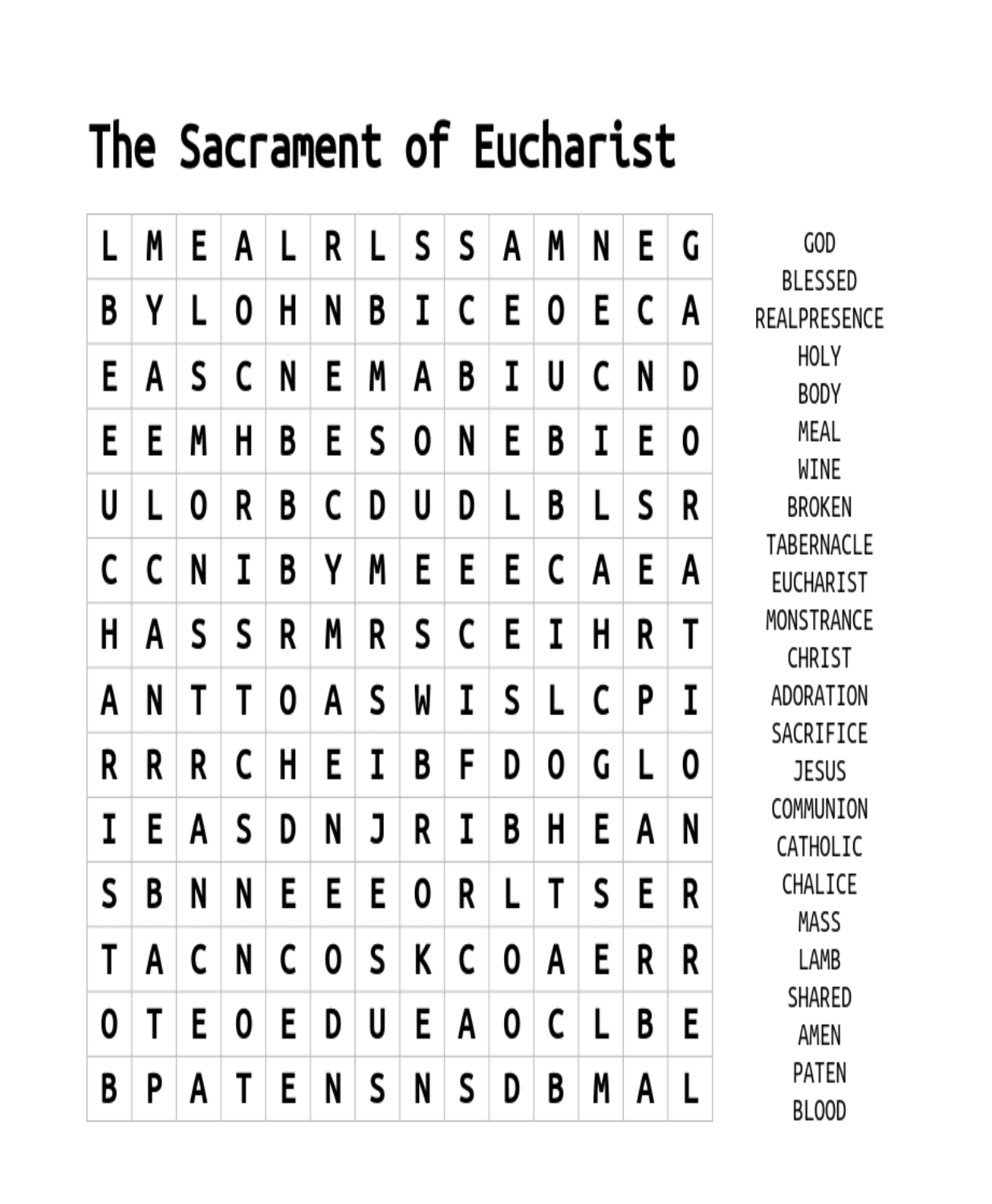# The Sacrament of Eucharist

| L | M | E | A | L | R | L | S | S | A | M | N | E | G |
|---|---|---|---|---|---|---|---|---|---|---|---|---|---|
| B | Y | L | O | H | N | B | I | C | E | O | E | C | A |
| E | A | S | C | N | E | M | A | B | I | U | C | N | D |
| E | E | M | H | B | E | S | O | N | E | B | I | E | O |
| U | L | O | R | B | C | D | U | D | L | B | L | S | R |
| C | C | N | I | B | Y | M | E | E | E | C | A | E | A |
| H | A | S | S | R | M | R | S | C | E | I | H | R | T |
| A | N | T | T | O | A | S | W | I | S | L | C | P | I |
| R | R | R | C | H | E | I | B | F | D | O | G | L | O |
| I | E | A | S | D | N | J | R | I | B | H | E | A | N |
| S | B | N | N | E | E | E | O | R | L | T | S | E | R |
| T | A | C | N | C | O | S | K | C | O | A | E | R | R |
| O | T | E | O | E | D | U | E | A | O | C | L | B | E |
| B | P | A | T | E | N | S | N | S | D | B | M | A | L |

GOD
BLESSED
REALPRESENCE
HOLY
BODY
MEAL
WINE
BROKEN
TABERNACLE
EUCHARIST
MONSTRANCE
CHRIST
ADORATION
SACRIFICE
JESUS
COMMUNION
CATHOLIC
CHALICE
MASS
LAMB
SHARED
AMEN
PATEN
BLOOD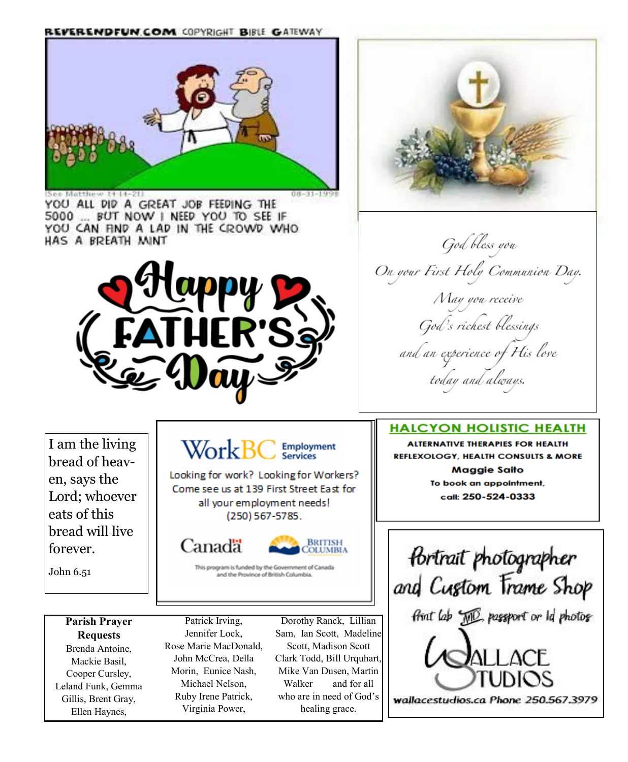REVERENDFUN.COM COPYRIGHT BIBLE GATEWAY

(See Matthew 14:14-21) 08-31-1998

YOU ALL DID A GREAT JOB FEEDING THE 5000 ... BUT NOW I NEED YOU TO SEE IF YOU CAN FIND A LAD IN THE CROWD WHO HAS A BREATH MINT

Happy FATHER'S Day

*God bless you*
*On your First Holy Communion Day.*
*May you receive*
*God's richest blessings*
*and an experience of His love*
*today and always.*

I am the living bread of heaven, says the Lord; whoever eats of this bread will live forever.

John 6.51

**WorkBC Employment Services**

Looking for work? Looking for Workers? Come see us at 139 First Street East for all your employment needs! (250) 567-5785.

Canada — British Columbia

This program is funded by the Government of Canada and the Province of British Columbia.

**HALCYON HOLISTIC HEALTH**

**ALTERNATIVE THERAPIES FOR HEALTH**
**REFLEXOLOGY, HEALTH CONSULTS & MORE**
**Maggie Saito**
**To book an appointment,**
**call: 250-524-0333**

**Parish Prayer Requests**

Brenda Antoine, Mackie Basil, Cooper Cursley, Leland Funk, Gemma Gillis, Brent Gray, Ellen Haynes, Patrick Irving, Jennifer Lock, Rose Marie MacDonald, John McCrea, Della Morin, Eunice Nash, Michael Nelson, Ruby Irene Patrick, Virginia Power, Dorothy Ranck, Lillian Sam, Ian Scott, Madeline Scott, Madison Scott Clark Todd, Bill Urquhart, Mike Van Dusen, Martin Walker and for all who are in need of God's healing grace.

Portrait photographer and Custom Frame Shop

Print lab MD passport or Id photos

WALLACE STUDIOS

wallacestudios.ca Phone 250.567.3979